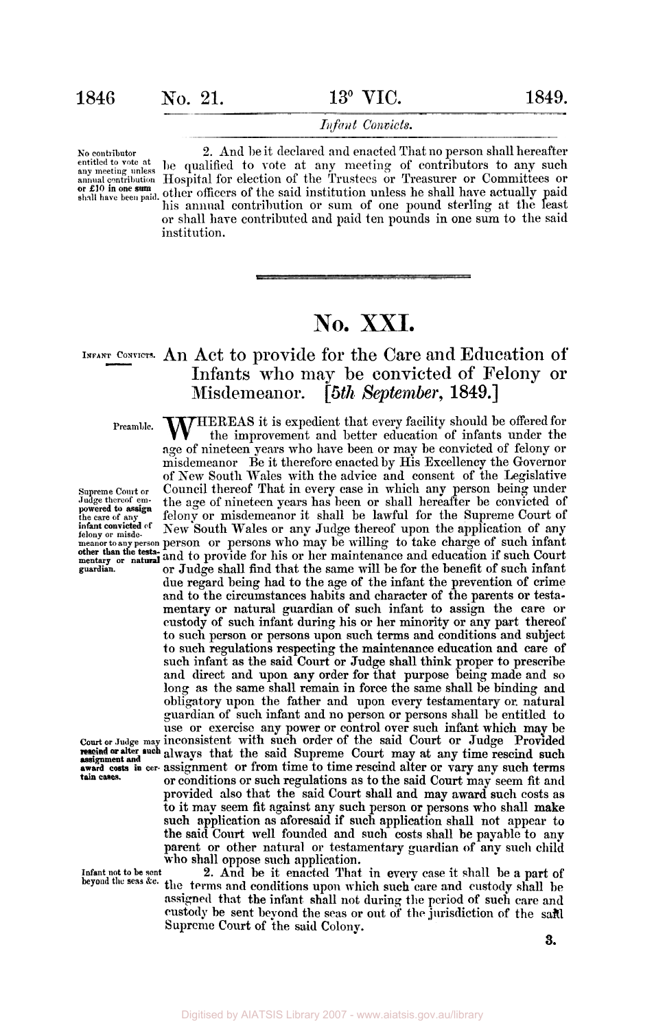*Infant Convicts.*

No contributor entitled to vote at any meeting unless annual contribution or £10 in one sum shall have been paid.

2. And be it declared and enacted That no person shall hereafter be qualified to vote at any meeting of contributors to any such Hospital for election of the Trustees or Treasurer or Committees or other officers of the said institution unless he shall have actually paid his annual contribution or sum of one pound sterling at the least or shall have contributed and paid ten pounds in one sum to the said institution.

---

# No. XXI.

INFANT CONVICTS.

## An Act to provide for the Care and Education of Infants who may be convicted of Felony or Misdemeanor. *[5th September, 1849.]*

Preamble.

WHEREAS it is expedient that every facility should be offered for the improvement and better education of infants under the age of nineteen years who have been or may be convicted of felony or misdemeanor Be it therefore enacted by His Excellency the Governor of New South Wales with the advice and consent of the Legislative Council thereof That in every case in which any person being under the age of nineteen years has been or shall hereafter be convicted of felony or misdemeanor it shall be lawful for the Supreme Court of New South Wales or any Judge thereof upon the application of any person or persons who may be willing to take charge of such infant and to provide for his or her maintenance and education if such Court or Judge shall find that the same will be for the benefit of such infant due regard being had to the age of the infant the prevention of crime and to the circumstances habits and character of the parents or testamentary or natural guardian of such infant to assign the care or custody of such infant during his or her minority or any part thereof to such person or persons upon such terms and conditions and subject to such regulations respecting the maintenance education and care of such infant as the said Court or Judge shall think proper to prescribe and direct and upon any order for that purpose being made and so long as the same shall remain in force the same shall be binding and obligatory upon the father and upon every testamentary or natural guardian of such infant and no person or persons shall be entitled to use or exercise any power or control over such infant which may be inconsistent with such order of the said Court or Judge Provided always that the said Supreme Court may at any time rescind such assignment or from time to time rescind alter or vary any such terms or conditions or such regulations as to the said Court may seem fit and provided also that the said Court shall and may award such costs as to it may seem fit against any such person or persons who shall make such application as aforesaid if such application shall not appear to the said Court well founded and such costs shall be payable to any parent or other natural or testamentary guardian of any such child who shall oppose such application.

*Supreme Court or Judge thereof empowered to assign the care of any infant convicted of felony or misdemeanor to any person other than the testamentary or natural guardian.*

*Court or Judge may rescind or alter such assignment and award costs in certain cases.*

Infant not to be sent beyond the seas &c.

2. And be it enacted That in every case it shall be a part of the terms and conditions upon which such care and custody shall be assigned that the infant shall not during the period of such care and custody be sent beyond the seas or out of the jurisdiction of the said Supreme Court of the said Colony.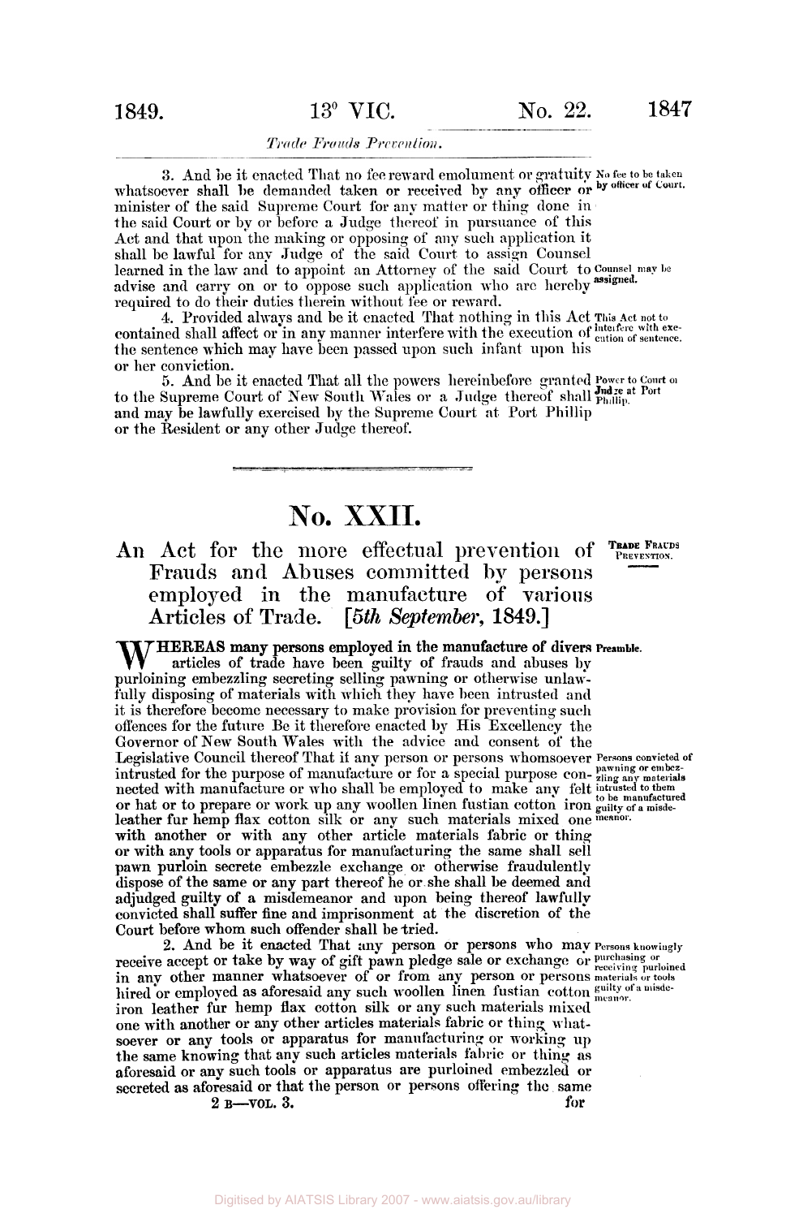3. And be it enacted That no fee reward emolument or gratuity whatsoever shall be demanded taken or received by any officer or minister of the said Supreme Court for any matter or thing done in the said Court or by or before a Judge thereof in pursuance of this Act and that upon the making or opposing of any such application it shall be lawful for any Judge of the said Court to assign Counsel learned in the law and to appoint an Attorney of the said Court to advise and carry on or to oppose such application who are hereby required to do their duties therein without fee or reward.

*No fee to be taken by officer of Court.*

*Counsel may be assigned.*

4. Provided always and be it enacted That nothing in this Act contained shall affect or in any manner interfere with the execution of the sentence which may have been passed upon such infant upon his or her conviction.

*This Act not to interfere with execution of sentence.*

5. And be it enacted That all the powers hereinbefore granted to the Supreme Court of New South Wales or a Judge thereof shall and may be lawfully exercised by the Supreme Court at Port Phillip or the Resident or any other Judge thereof.

*Power to Court or Judge at Port Phillip.*

# No. XXII.

## An Act for the more effectual prevention of Frauds and Abuses committed by persons employed in the manufacture of various Articles of Trade. [*5th September*, 1849.]

*TRADE FRAUDS PREVENTION.*

**WHEREAS many persons employed in the manufacture of divers** articles of trade have been guilty of frauds and abuses by purloining embezzling secreting selling pawning or otherwise unlawfully disposing of materials with which they have been intrusted and it is therefore become necessary to make provision for preventing such offences for the future Be it therefore enacted by His Excellency the Governor of New South Wales with the advice and consent of the Legislative Council thereof That if any person or persons whomsoever intrusted for the purpose of manufacture or for a special purpose connected with manufacture or who shall be employed to make any felt or hat or to prepare or work up any woollen linen fustian cotton iron leather fur hemp flax cotton silk or any such materials mixed one with another or with any other article materials fabric or thing or with any tools or apparatus for manufacturing the same shall sell pawn purloin secrete embezzle exchange or otherwise fraudulently dispose of the same or any part thereof he or she shall be deemed and adjudged guilty of a misdemeanor and upon being thereof lawfully convicted shall suffer fine and imprisonment at the discretion of the Court before whom such offender shall be tried.

*Preamble.*

*Persons convicted of pawning or embezzling any materials intrusted to them to be manufactured guilty of a misdemeanor.*

2. And be it enacted That any person or persons who may receive accept or take by way of gift pawn pledge sale or exchange or in any other manner whatsoever of or from any person or persons hired or employed as aforesaid any such woollen linen fustian cotton iron leather fur hemp flax cotton silk or any such materials mixed one with another or any other articles materials fabric or thing whatsoever or any tools or apparatus for manufacturing or working up the same knowing that any such articles materials fabric or thing as aforesaid or any such tools or apparatus are purloined embezzled or secreted as aforesaid or that the person or persons offering the same for

*Persons knowingly purchasing or receiving purloined materials or tools guilty of a misdemeanor.*

2 B—VOL. 3.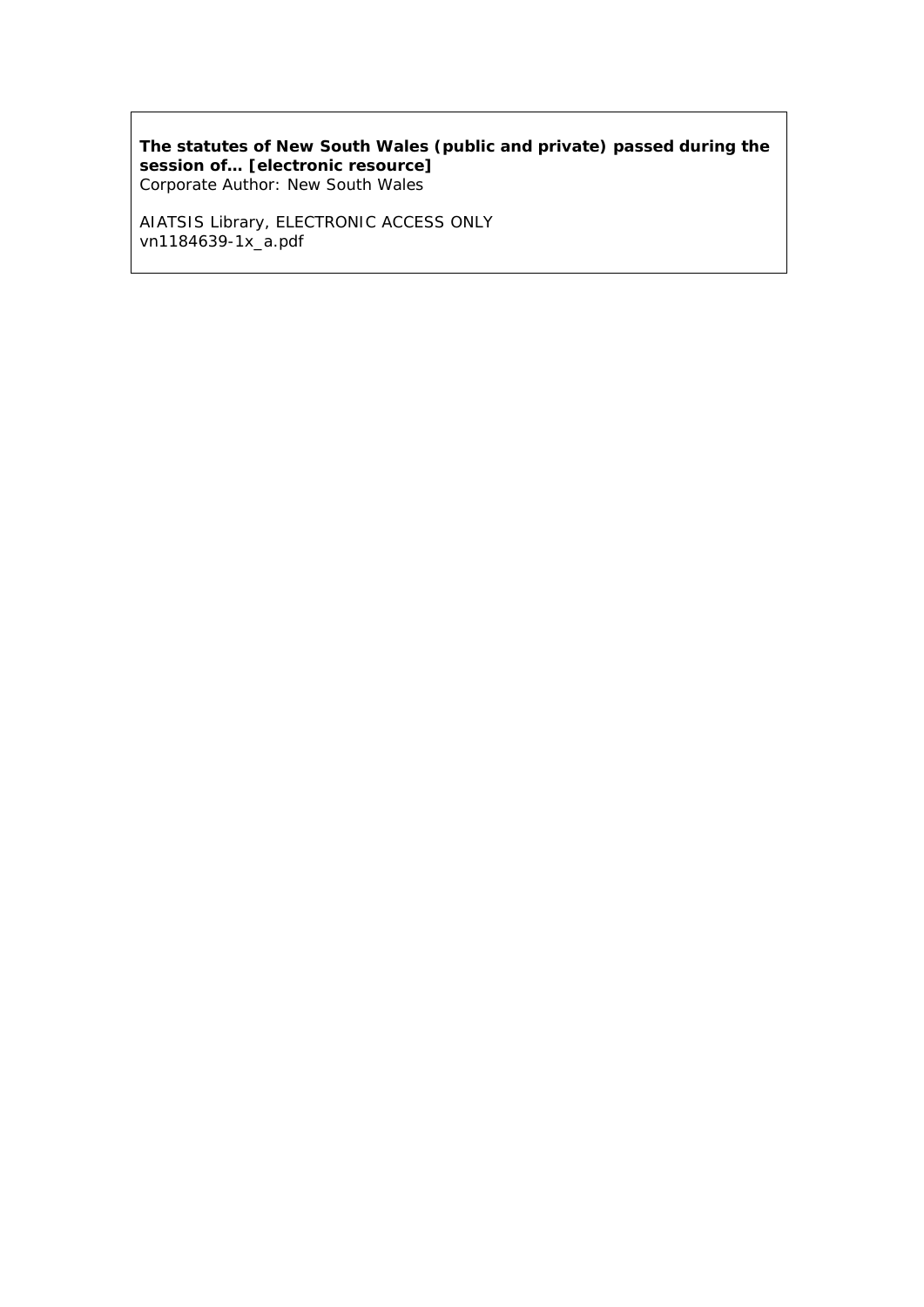**The statutes of New South Wales (public and private) passed during the session of… [electronic resource]**
Corporate Author: New South Wales

AIATSIS Library, ELECTRONIC ACCESS ONLY
vn1184639-1x_a.pdf